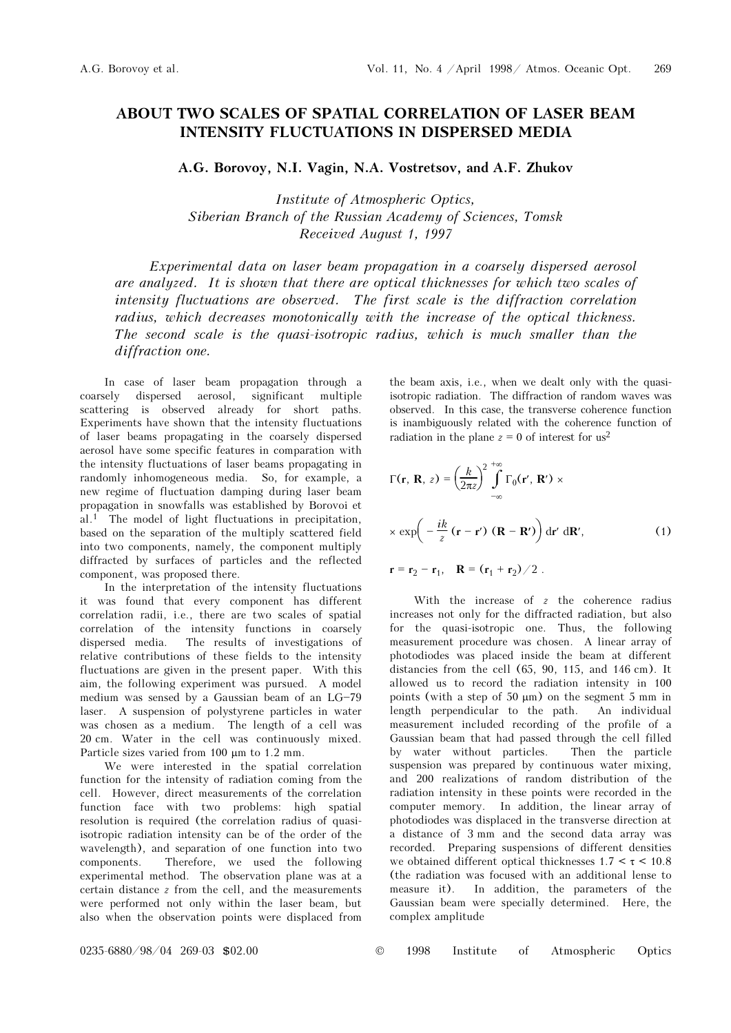# ABOUT TWO SCALES OF SPATIAL CORRELATION OF LASER BEAM INTENSITY FLUCTUATIONS IN DISPERSED MEDIA

**A.G. Borovoy, N.I. Vagin, N.A. Vostretsov, and A.F. Zhukov**

*Institute of Atmospheric Optics,*
*Siberian Branch of the Russian Academy of Sciences, Tomsk*
*Received August 1, 1997*

*Experimental data on laser beam propagation in a coarsely dispersed aerosol are analyzed. It is shown that there are optical thicknesses for which two scales of intensity fluctuations are observed. The first scale is the diffraction correlation radius, which decreases monotonically with the increase of the optical thickness. The second scale is the quasi-isotropic radius, which is much smaller than the diffraction one.*

In case of laser beam propagation through a coarsely dispersed aerosol, significant multiple scattering is observed already for short paths. Experiments have shown that the intensity fluctuations of laser beams propagating in the coarsely dispersed aerosol have some specific features in comparison with the intensity fluctuations of laser beams propagating in randomly inhomogeneous media. So, for example, a new regime of fluctuation damping during laser beam propagation in snowfalls was established by Borovoi et al.[1] The model of light fluctuations in precipitation, based on the separation of the multiply scattered field into two components, namely, the component multiply diffracted by surfaces of particles and the reflected component, was proposed there.

In the interpretation of the intensity fluctuations it was found that every component has different correlation radii, i.e., there are two scales of spatial correlation of the intensity functions in coarsely dispersed media. The results of investigations of relative contributions of these fields to the intensity fluctuations are given in the present paper. With this aim, the following experiment was pursued. A model medium was sensed by a Gaussian beam of an LG–79 laser. A suspension of polystyrene particles in water was chosen as a medium. The length of a cell was 20 cm. Water in the cell was continuously mixed. Particle sizes varied from 100 μm to 1.2 mm.

We were interested in the spatial correlation function for the intensity of radiation coming from the cell. However, direct measurements of the correlation function face with two problems: high spatial resolution is required (the correlation radius of quasi-isotropic radiation intensity can be of the order of the wavelength), and separation of one function into two components. Therefore, we used the following experimental method. The observation plane was at a certain distance $z$ from the cell, and the measurements were performed not only within the laser beam, but also when the observation points were displaced from the beam axis, i.e., when we dealt only with the quasi-isotropic radiation. The diffraction of random waves was observed. In this case, the transverse coherence function is inambiguously related with the coherence function of radiation in the plane $z = 0$ of interest for us[2]

$$\Gamma(\mathbf{r}, \mathbf{R}, z) = \left(\frac{k}{2\pi z}\right)^2 \int\limits_{-\infty}^{+\infty} \Gamma_0(\mathbf{r}', \mathbf{R}') \times$$

$$\times \exp\left(-\frac{ik}{z}(\mathbf{r}-\mathbf{r}')(\mathbf{R}-\mathbf{R}')\right) \mathrm{d}\mathbf{r}'\, \mathrm{d}\mathbf{R}', \qquad (1)$$

$$\mathbf{r} = \mathbf{r}_2 - \mathbf{r}_1, \quad \mathbf{R} = (\mathbf{r}_1 + \mathbf{r}_2)/2 .$$

With the increase of $z$ the coherence radius increases not only for the diffracted radiation, but also for the quasi-isotropic one. Thus, the following measurement procedure was chosen. A linear array of photodiodes was placed inside the beam at different distancies from the cell (65, 90, 115, and 146 cm). It allowed us to record the radiation intensity in 100 points (with a step of 50 μm) on the segment 5 mm in length perpendicular to the path. An individual measurement included recording of the profile of a Gaussian beam that had passed through the cell filled by water without particles. Then the particle suspension was prepared by continuous water mixing, and 200 realizations of random distribution of the radiation intensity in these points were recorded in the computer memory. In addition, the linear array of photodiodes was displaced in the transverse direction at a distance of 3 mm and the second data array was recorded. Preparing suspensions of different densities we obtained different optical thicknesses $1.7 < \tau < 10.8$ (the radiation was focused with an additional lense to measure it). In addition, the parameters of the Gaussian beam were specially determined. Here, the complex amplitude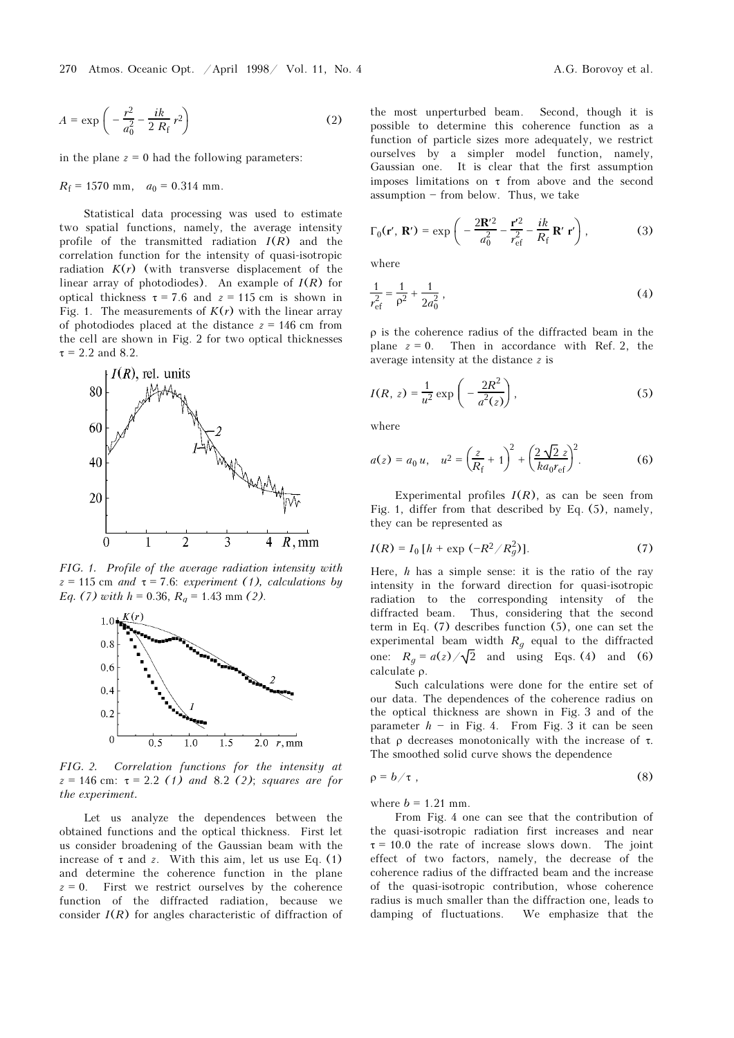$$A = \exp\left(-\frac{r^2}{a_0^2} - \frac{ik}{2\,R_{\rm f}}\,r^2\right) \tag{2}$$

in the plane $z = 0$ had the following parameters:

$R_{\rm f} = 1570$ mm, $a_0 = 0.314$ mm.

Statistical data processing was used to estimate two spatial functions, namely, the average intensity profile of the transmitted radiation $I(R)$ and the correlation function for the intensity of quasi-isotropic radiation $K(r)$ (with transverse displacement of the linear array of photodiodes). An example of $I(R)$ for optical thickness $\tau = 7.6$ and $z = 115$ cm is shown in Fig. 1. The measurements of $K(r)$ with the linear array of photodiodes placed at the distance $z = 146$ cm from the cell are shown in Fig. 2 for two optical thicknesses $\tau = 2.2$ and 8.2.

*FIG. 1. Profile of the average radiation intensity with $z = 115$ cm and $\tau = 7.6$: experiment (1), calculations by Eq. (7) with $h = 0.36$, $R_g = 1.43$ mm (2).*

*FIG. 2. Correlation functions for the intensity at $z = 146$ cm: $\tau = 2.2$ (1) and 8.2 (2); squares are for the experiment.*

Let us analyze the dependences between the obtained functions and the optical thickness. First let us consider broadening of the Gaussian beam with the increase of $\tau$ and $z$. With this aim, let us use Eq. (1) and determine the coherence function in the plane $z = 0$. First we restrict ourselves by the coherence function of the diffracted radiation, because we consider $I(R)$ for angles characteristic of diffraction of the most unperturbed beam. Second, though it is possible to determine this coherence function as a function of particle sizes more adequately, we restrict ourselves by a simpler model function, namely, Gaussian one. It is clear that the first assumption imposes limitations on $\tau$ from above and the second assumption – from below. Thus, we take

$$\Gamma_0(\mathbf{r}', \mathbf{R}') = \exp\left(-\frac{2\mathbf{R}'^2}{a_0^2} - \frac{\mathbf{r}'^2}{r_{\rm ef}^2} - \frac{ik}{R_{\rm f}}\,\mathbf{R}'\,\mathbf{r}'\right), \tag{3}$$

where

$$\frac{1}{r_{\rm ef}^2} = \frac{1}{\rho^2} + \frac{1}{2a_0^2}, \tag{4}$$

$\rho$ is the coherence radius of the diffracted beam in the plane $z = 0$. Then in accordance with Ref. 2, the average intensity at the distance $z$ is

$$I(R, z) = \frac{1}{u^2}\exp\left(-\frac{2R^2}{a^2(z)}\right), \tag{5}$$

where

$$a(z) = a_0\,u, \quad u^2 = \left(\frac{z}{R_{\rm f}} + 1\right)^2 + \left(\frac{2\sqrt{2}\,z}{ka_0 r_{\rm ef}}\right)^2. \tag{6}$$

Experimental profiles $I(R)$, as can be seen from Fig. 1, differ from that described by Eq. (5), namely, they can be represented as

$$I(R) = I_0\,[h + \exp(-R^2/R_g^2)]. \tag{7}$$

Here, $h$ has a simple sense: it is the ratio of the ray intensity in the forward direction for quasi-isotropic radiation to the corresponding intensity of the diffracted beam. Thus, considering that the second term in Eq. (7) describes function (5), one can set the experimental beam width $R_g$ equal to the diffracted one: $R_g = a(z)/\sqrt{2}$ and using Eqs. (4) and (6) calculate $\rho$.

Such calculations were done for the entire set of our data. The dependences of the coherence radius on the optical thickness are shown in Fig. 3 and of the parameter $h$ – in Fig. 4. From Fig. 3 it can be seen that $\rho$ decreases monotonically with the increase of $\tau$. The smoothed solid curve shows the dependence

$$\rho = b/\tau, \tag{8}$$

where $b = 1.21$ mm.

From Fig. 4 one can see that the contribution of the quasi-isotropic radiation first increases and near $\tau = 10.0$ the rate of increase slows down. The joint effect of two factors, namely, the decrease of the coherence radius of the diffracted beam and the increase of the quasi-isotropic contribution, whose coherence radius is much smaller than the diffraction one, leads to damping of fluctuations. We emphasize that the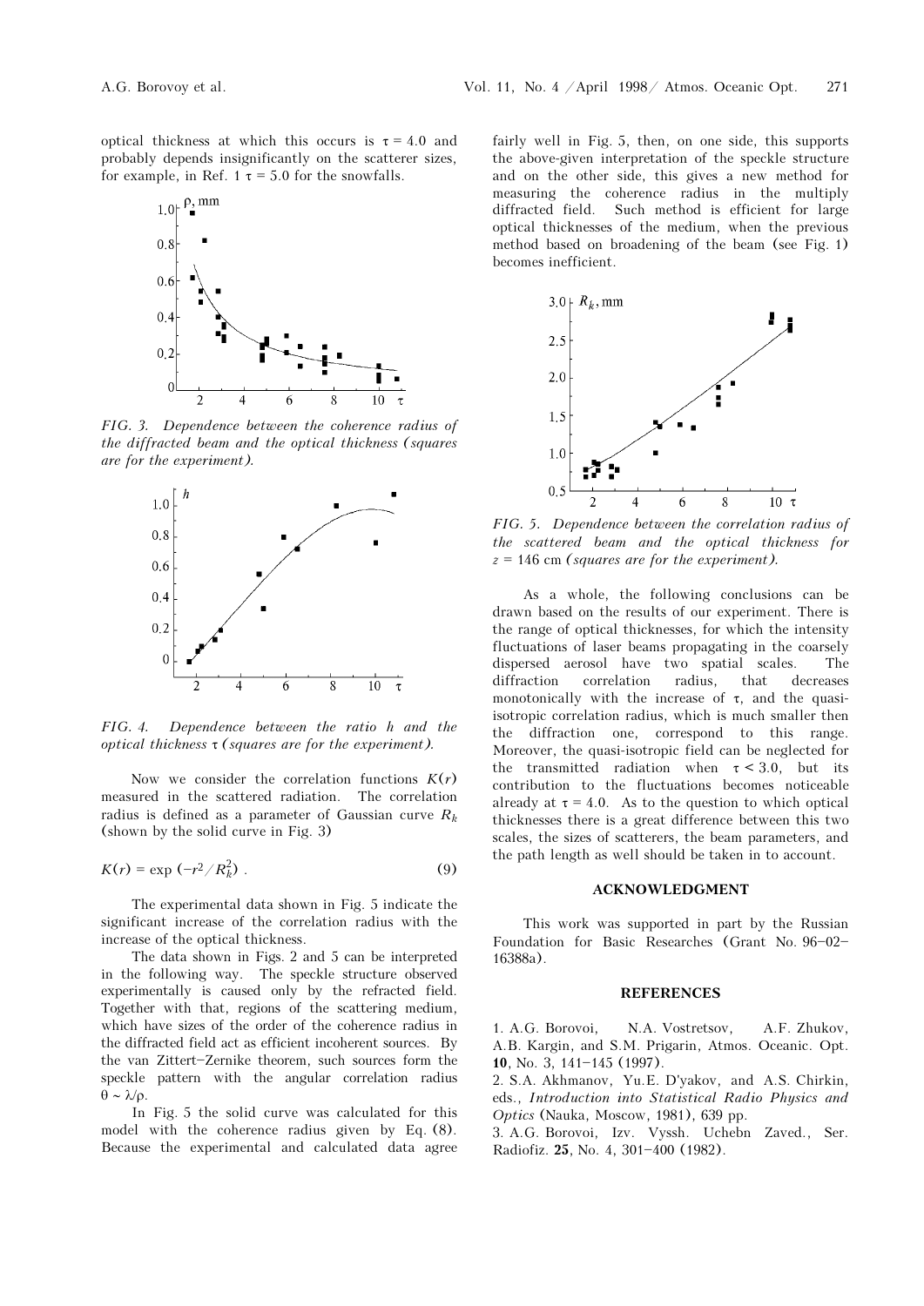optical thickness at which this occurs is $\tau = 4.0$ and probably depends insignificantly on the scatterer sizes, for example, in Ref. 1 $\tau = 5.0$ for the snowfalls.

ρ, mm
1.0
0.8
0.6
0.4
0.2
0
2 4 6 8 10 τ

*FIG. 3. Dependence between the coherence radius of the diffracted beam and the optical thickness (squares are for the experiment).*

h
1.0
0.8
0.6
0.4
0.2
0
2 4 6 8 10 τ

*FIG. 4. Dependence between the ratio h and the optical thickness τ (squares are for the experiment).*

Now we consider the correlation functions $K(r)$ measured in the scattered radiation. The correlation radius is defined as a parameter of Gaussian curve $R_k$ (shown by the solid curve in Fig. 3)

$$K(r) = \exp(-r^2/R_k^2) . \tag{9}$$

The experimental data shown in Fig. 5 indicate the significant increase of the correlation radius with the increase of the optical thickness.

The data shown in Figs. 2 and 5 can be interpreted in the following way. The speckle structure observed experimentally is caused only by the refracted field. Together with that, regions of the scattering medium, which have sizes of the order of the coherence radius in the diffracted field act as efficient incoherent sources. By the van Zittert–Zernike theorem, such sources form the speckle pattern with the angular correlation radius $\theta \sim \lambda/\rho$.

In Fig. 5 the solid curve was calculated for this model with the coherence radius given by Eq. (8). Because the experimental and calculated data agree fairly well in Fig. 5, then, on one side, this supports the above-given interpretation of the speckle structure and on the other side, this gives a new method for measuring the coherence radius in the multiply diffracted field. Such method is efficient for large optical thicknesses of the medium, when the previous method based on broadening of the beam (see Fig. 1) becomes inefficient.

$R_k$, mm
3.0
2.5
2.0
1.5
1.0
0.5
2 4 6 8 10 τ

*FIG. 5. Dependence between the correlation radius of the scattered beam and the optical thickness for $z = 146$ cm (squares are for the experiment).*

As a whole, the following conclusions can be drawn based on the results of our experiment. There is the range of optical thicknesses, for which the intensity fluctuations of laser beams propagating in the coarsely dispersed aerosol have two spatial scales. The diffraction correlation radius, that decreases monotonically with the increase of τ, and the quasi-isotropic correlation radius, which is much smaller then the diffraction one, correspond to this range. Moreover, the quasi-isotropic field can be neglected for the transmitted radiation when $\tau < 3.0$, but its contribution to the fluctuations becomes noticeable already at $\tau = 4.0$. As to the question to which optical thicknesses there is a great difference between this two scales, the sizes of scatterers, the beam parameters, and the path length as well should be taken in to account.

## ACKNOWLEDGMENT

This work was supported in part by the Russian Foundation for Basic Researches (Grant No. 96–02–16388a).

## REFERENCES

1. A.G. Borovoi, N.A. Vostretsov, A.F. Zhukov, A.B. Kargin, and S.M. Prigarin, Atmos. Oceanic. Opt. **10**, No. 3, 141–145 (1997).

2. S.A. Akhmanov, Yu.E. D'yakov, and A.S. Chirkin, eds., *Introduction into Statistical Radio Physics and Optics* (Nauka, Moscow, 1981), 639 pp.

3. A.G. Borovoi, Izv. Vyssh. Uchebn Zaved., Ser. Radiofiz. **25**, No. 4, 301–400 (1982).